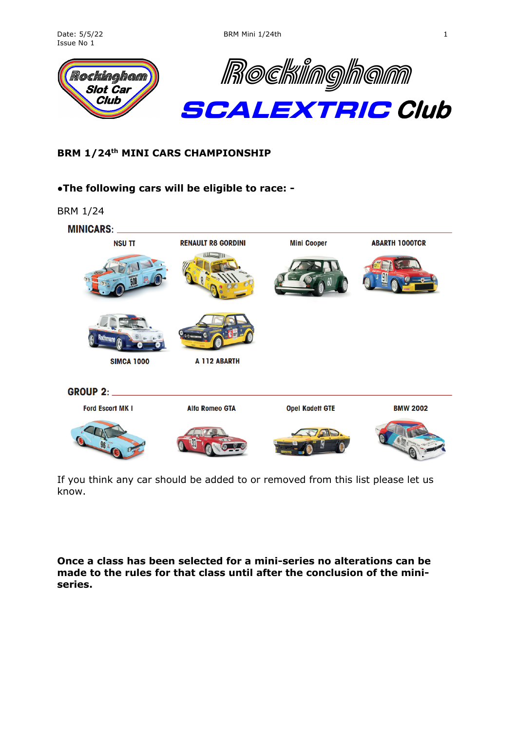Date: 5/5/22
Issue No 1

Rockingham Slot Car Club

Rockingham **SCALEXTRIC Club**

## BRM 1/24th MINI CARS CHAMPIONSHIP

**•The following cars will be eligible to race: -**

BRM 1/24

**MINICARS:**

NSU TT

RENAULT R8 GORDINI

Mini Cooper

ABARTH 1000TCR

SIMCA 1000

A 112 ABARTH

**GROUP 2:**

Ford Escort MK I

Alfa Romeo GTA

Opel Kadett GTE

BMW 2002

If you think any car should be added to or removed from this list please let us know.

**Once a class has been selected for a mini-series no alterations can be made to the rules for that class until after the conclusion of the mini-series.**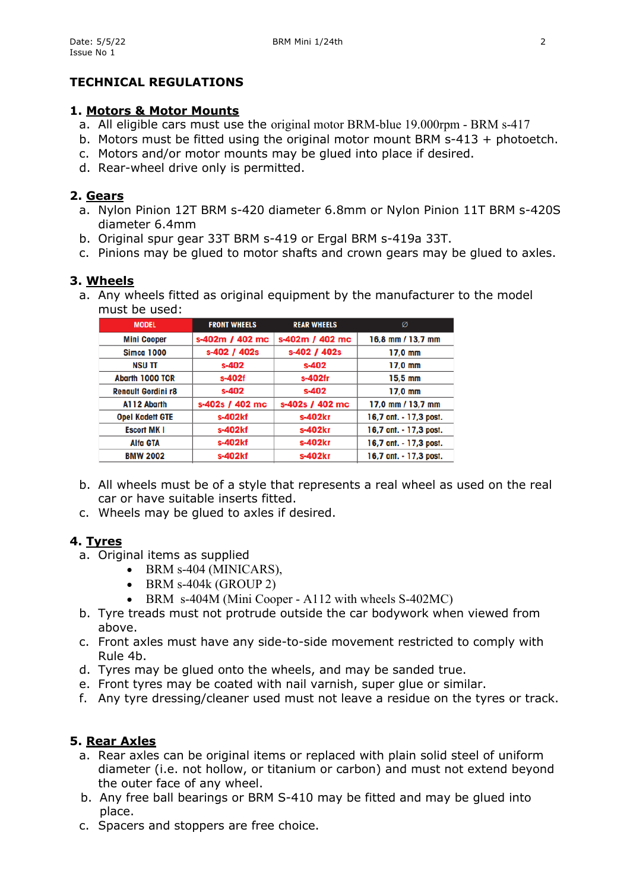# TECHNICAL REGULATIONS

## 1. Motors & Motor Mounts

a. All eligible cars must use the original motor BRM-blue 19.000rpm - BRM s-417
b. Motors must be fitted using the original motor mount BRM s-413 + photoetch.
c. Motors and/or motor mounts may be glued into place if desired.
d. Rear-wheel drive only is permitted.

## 2. Gears

a. Nylon Pinion 12T BRM s-420 diameter 6.8mm or Nylon Pinion 11T BRM s-420S diameter 6.4mm
b. Original spur gear 33T BRM s-419 or Ergal BRM s-419a 33T.
c. Pinions may be glued to motor shafts and crown gears may be glued to axles.

## 3. Wheels

a. Any wheels fitted as original equipment by the manufacturer to the model must be used:

| MODEL | FRONT WHEELS | REAR WHEELS | Ø |
|---|---|---|---|
| Mini Cooper | s-402m / 402 mc | s-402m / 402 mc | 16,8 mm / 13,7 mm |
| Simca 1000 | s-402 / 402s | s-402 / 402s | 17,0 mm |
| NSU TT | s-402 | s-402 | 17,0 mm |
| Abarth 1000 TCR | s-402f | s-402fr | 15,5 mm |
| Renault Gordini r8 | s-402 | s-402 | 17,0 mm |
| A112 Abarth | s-402s / 402 mc | s-402s / 402 mc | 17,0 mm / 13,7 mm |
| Opel Kadett GTE | s-402kf | s-402kr | 16,7 ant. - 17,3 post. |
| Escort MK I | s-402kf | s-402kr | 16,7 ant. - 17,3 post. |
| Alfa GTA | s-402kf | s-402kr | 16,7 ant. - 17,3 post. |
| BMW 2002 | s-402kf | s-402kr | 16,7 ant. - 17,3 post. |

b. All wheels must be of a style that represents a real wheel as used on the real car or have suitable inserts fitted.
c. Wheels may be glued to axles if desired.

## 4. Tyres

a. Original items as supplied
   - BRM s-404 (MINICARS),
   - BRM s-404k (GROUP 2)
   - BRM s-404M (Mini Cooper - A112 with wheels S-402MC)

b. Tyre treads must not protrude outside the car bodywork when viewed from above.
c. Front axles must have any side-to-side movement restricted to comply with Rule 4b.
d. Tyres may be glued onto the wheels, and may be sanded true.
e. Front tyres may be coated with nail varnish, super glue or similar.
f. Any tyre dressing/cleaner used must not leave a residue on the tyres or track.

## 5. Rear Axles

a. Rear axles can be original items or replaced with plain solid steel of uniform diameter (i.e. not hollow, or titanium or carbon) and must not extend beyond the outer face of any wheel.
b. Any free ball bearings or BRM S-410 may be fitted and may be glued into place.
c. Spacers and stoppers are free choice.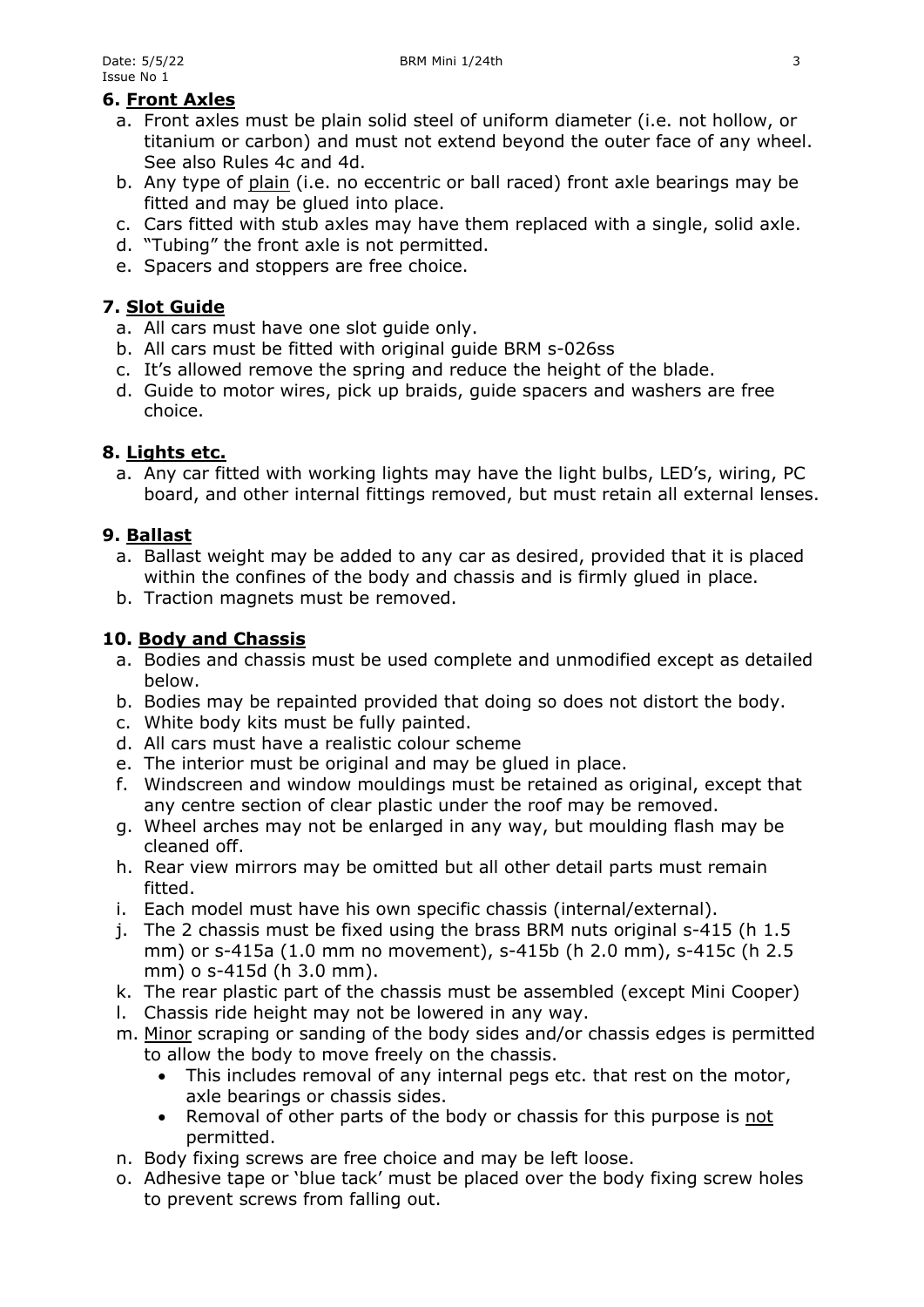## 6. **Front Axles**

a. Front axles must be plain solid steel of uniform diameter (i.e. not hollow, or titanium or carbon) and must not extend beyond the outer face of any wheel. See also Rules 4c and 4d.
b. Any type of <u>plain</u> (i.e. no eccentric or ball raced) front axle bearings may be fitted and may be glued into place.
c. Cars fitted with stub axles may have them replaced with a single, solid axle.
d. "Tubing" the front axle is not permitted.
e. Spacers and stoppers are free choice.

## 7. **Slot Guide**

a. All cars must have one slot guide only.
b. All cars must be fitted with original guide BRM s-026ss
c. It's allowed remove the spring and reduce the height of the blade.
d. Guide to motor wires, pick up braids, guide spacers and washers are free choice.

## 8. **Lights etc.**

a. Any car fitted with working lights may have the light bulbs, LED's, wiring, PC board, and other internal fittings removed, but must retain all external lenses.

## 9. **Ballast**

a. Ballast weight may be added to any car as desired, provided that it is placed within the confines of the body and chassis and is firmly glued in place.
b. Traction magnets must be removed.

## 10. **Body and Chassis**

a. Bodies and chassis must be used complete and unmodified except as detailed below.
b. Bodies may be repainted provided that doing so does not distort the body.
c. White body kits must be fully painted.
d. All cars must have a realistic colour scheme
e. The interior must be original and may be glued in place.
f. Windscreen and window mouldings must be retained as original, except that any centre section of clear plastic under the roof may be removed.
g. Wheel arches may not be enlarged in any way, but moulding flash may be cleaned off.
h. Rear view mirrors may be omitted but all other detail parts must remain fitted.
i. Each model must have his own specific chassis (internal/external).
j. The 2 chassis must be fixed using the brass BRM nuts original s-415 (h 1.5 mm) or s-415a (1.0 mm no movement), s-415b (h 2.0 mm), s-415c (h 2.5 mm) o s-415d (h 3.0 mm).
k. The rear plastic part of the chassis must be assembled (except Mini Cooper)
l. Chassis ride height may not be lowered in any way.
m. <u>Minor</u> scraping or sanding of the body sides and/or chassis edges is permitted to allow the body to move freely on the chassis.
   - This includes removal of any internal pegs etc. that rest on the motor, axle bearings or chassis sides.
   - Removal of other parts of the body or chassis for this purpose is <u>not</u> permitted.
n. Body fixing screws are free choice and may be left loose.
o. Adhesive tape or 'blue tack' must be placed over the body fixing screw holes to prevent screws from falling out.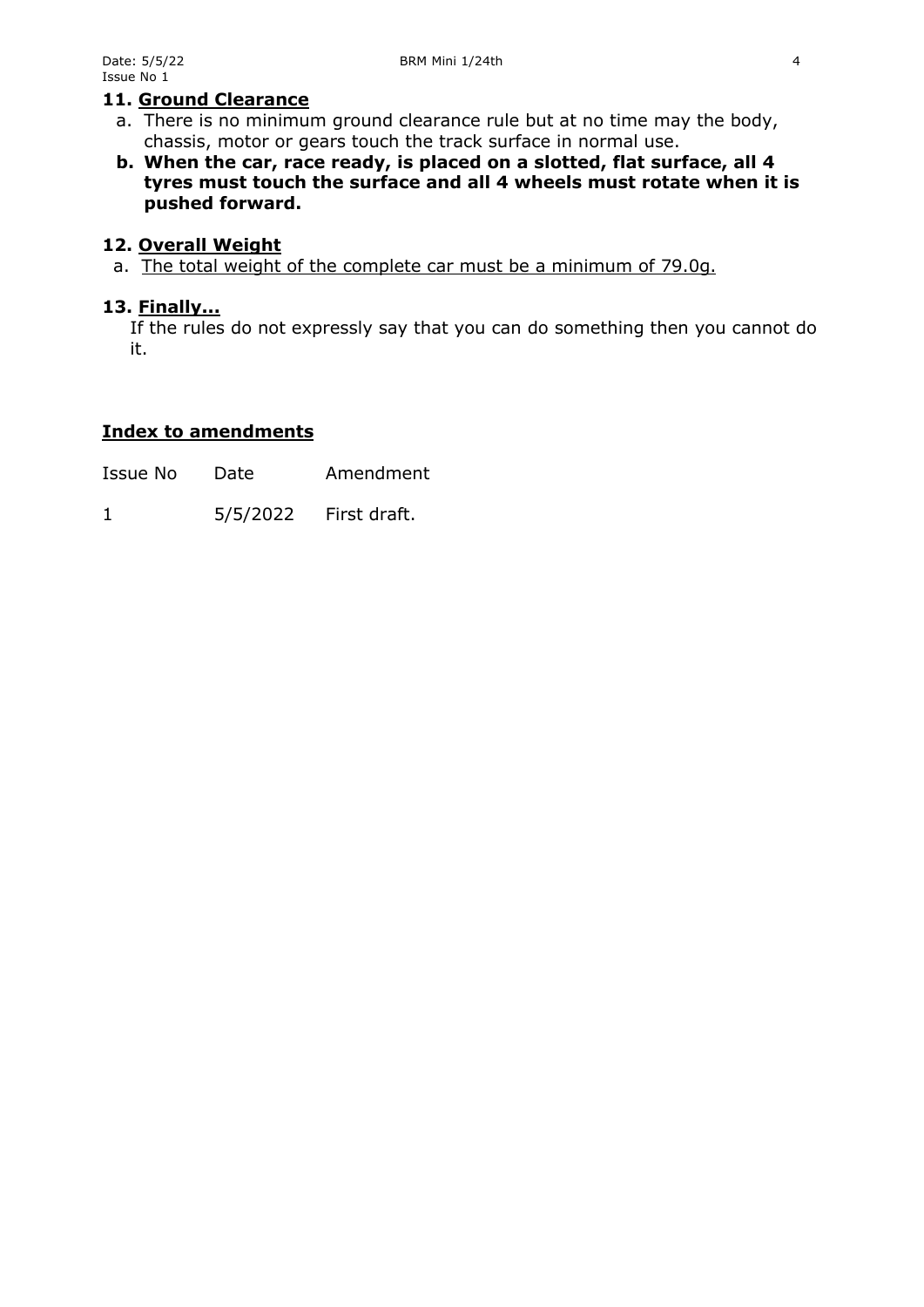## 11. Ground Clearance

a. There is no minimum ground clearance rule but at no time may the body, chassis, motor or gears touch the track surface in normal use.

**b. When the car, race ready, is placed on a slotted, flat surface, all 4 tyres must touch the surface and all 4 wheels must rotate when it is pushed forward.**

## 12. Overall Weight

a. The total weight of the complete car must be a minimum of 79.0g.

## 13. Finally...

If the rules do not expressly say that you can do something then you cannot do it.

## Index to amendments

| Issue No | Date | Amendment |
| --- | --- | --- |
| 1 | 5/5/2022 | First draft. |